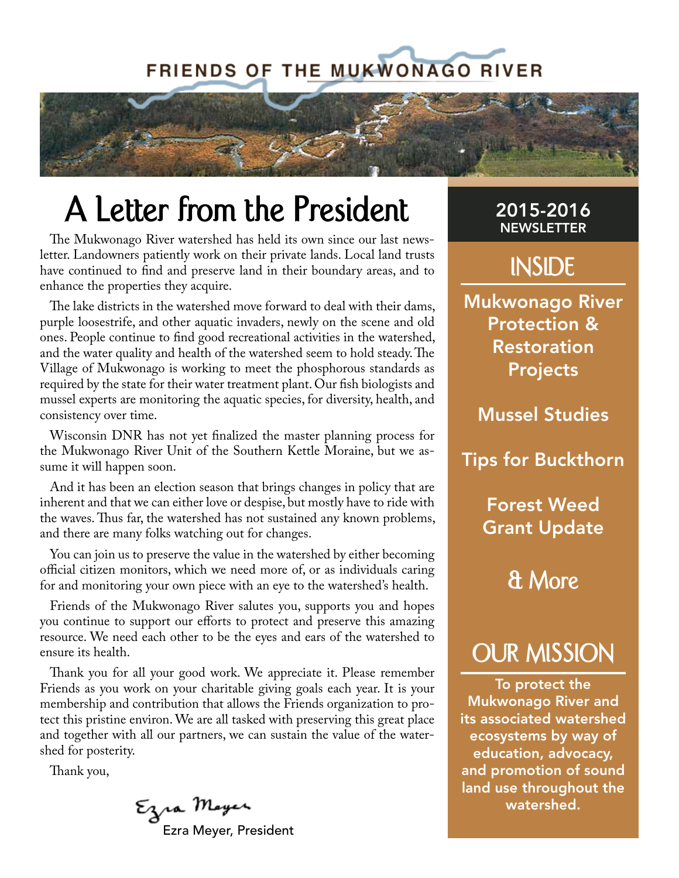# FRIENDS OF THE MUKWONAGO RIVER

## A Letter from the President

The Mukwonago River watershed has held its own since our last newsletter. Landowners patiently work on their private lands. Local land trusts have continued to find and preserve land in their boundary areas, and to enhance the properties they acquire.

The lake districts in the watershed move forward to deal with their dams, purple loosestrife, and other aquatic invaders, newly on the scene and old ones. People continue to find good recreational activities in the watershed, and the water quality and health of the watershed seem to hold steady. The Village of Mukwonago is working to meet the phosphorous standards as required by the state for their water treatment plant. Our fish biologists and mussel experts are monitoring the aquatic species, for diversity, health, and consistency over time.

Wisconsin DNR has not yet finalized the master planning process for the Mukwonago River Unit of the Southern Kettle Moraine, but we assume it will happen soon.

And it has been an election season that brings changes in policy that are inherent and that we can either love or despise, but mostly have to ride with the waves. Thus far, the watershed has not sustained any known problems, and there are many folks watching out for changes.

You can join us to preserve the value in the watershed by either becoming official citizen monitors, which we need more of, or as individuals caring for and monitoring your own piece with an eye to the watershed's health.

Friends of the Mukwonago River salutes you, supports you and hopes you continue to support our efforts to protect and preserve this amazing resource. We need each other to be the eyes and ears of the watershed to ensure its health.

Thank you for all your good work. We appreciate it. Please remember Friends as you work on your charitable giving goals each year. It is your membership and contribution that allows the Friends organization to protect this pristine environ. We are all tasked with preserving this great place and together with all our partners, we can sustain the value of the watershed for posterity.

Thank you,

Ezra Meyer, President

**2015-2016 NEWSLETTER**

## INSIDE

**Mukwonago River Protection & Restoration Projects**

**Mussel Studies**

**Tips for Buckthorn**

**Forest Weed Grant Update**

**& More**

## OUR MISSION

**To protect the Mukwonago River and its associated watershed ecosystems by way of education, advocacy, and promotion of sound land use throughout the watershed.**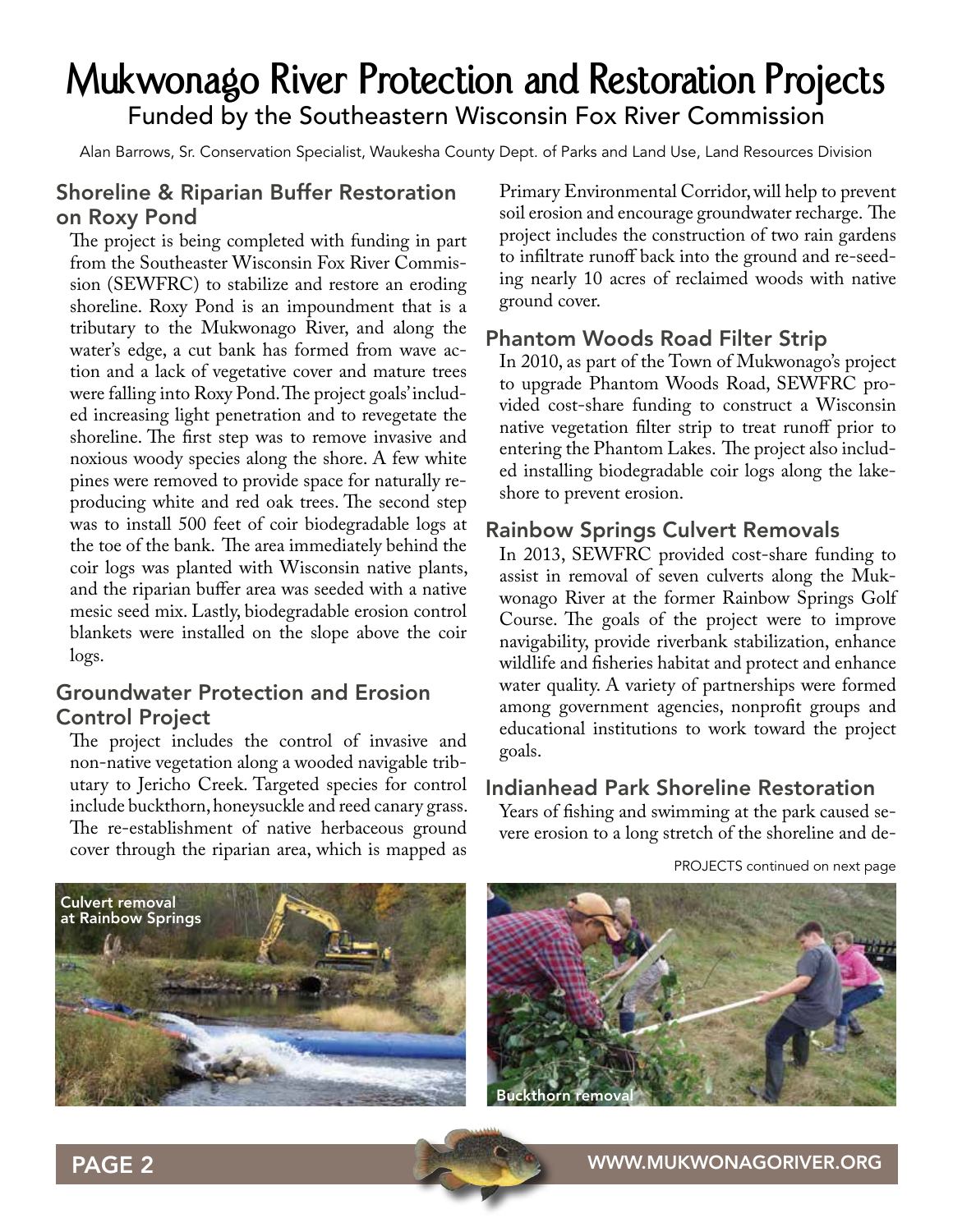# Mukwonago River Protection and Restoration Projects

## Funded by the Southeastern Wisconsin Fox River Commission

Alan Barrows, Sr. Conservation Specialist, Waukesha County Dept. of Parks and Land Use, Land Resources Division

### Shoreline & Riparian Buffer Restoration on Roxy Pond

The project is being completed with funding in part from the Southeaster Wisconsin Fox River Commission (SEWFRC) to stabilize and restore an eroding shoreline. Roxy Pond is an impoundment that is a tributary to the Mukwonago River, and along the water's edge, a cut bank has formed from wave action and a lack of vegetative cover and mature trees were falling into Roxy Pond. The project goals' included increasing light penetration and to revegetate the shoreline. The first step was to remove invasive and noxious woody species along the shore. A few white pines were removed to provide space for naturally reproducing white and red oak trees. The second step was to install 500 feet of coir biodegradable logs at the toe of the bank. The area immediately behind the coir logs was planted with Wisconsin native plants, and the riparian buffer area was seeded with a native mesic seed mix. Lastly, biodegradable erosion control blankets were installed on the slope above the coir logs.

### Groundwater Protection and Erosion Control Project

The project includes the control of invasive and non-native vegetation along a wooded navigable tributary to Jericho Creek. Targeted species for control include buckthorn, honeysuckle and reed canary grass. The re-establishment of native herbaceous ground cover through the riparian area, which is mapped as Primary Environmental Corridor, will help to prevent soil erosion and encourage groundwater recharge. The project includes the construction of two rain gardens to infiltrate runoff back into the ground and re-seeding nearly 10 acres of reclaimed woods with native ground cover.

### Phantom Woods Road Filter Strip

In 2010, as part of the Town of Mukwonago's project to upgrade Phantom Woods Road, SEWFRC provided cost-share funding to construct a Wisconsin native vegetation filter strip to treat runoff prior to entering the Phantom Lakes. The project also included installing biodegradable coir logs along the lakeshore to prevent erosion.

### Rainbow Springs Culvert Removals

In 2013, SEWFRC provided cost-share funding to assist in removal of seven culverts along the Mukwonago River at the former Rainbow Springs Golf Course. The goals of the project were to improve navigability, provide riverbank stabilization, enhance wildlife and fisheries habitat and protect and enhance water quality. A variety of partnerships were formed among government agencies, nonprofit groups and educational institutions to work toward the project goals.

### Indianhead Park Shoreline Restoration

Years of fishing and swimming at the park caused severe erosion to a long stretch of the shoreline and de-

PROJECTS continued on next page

Culvert removal at Rainbow Springs

Buckthorn removal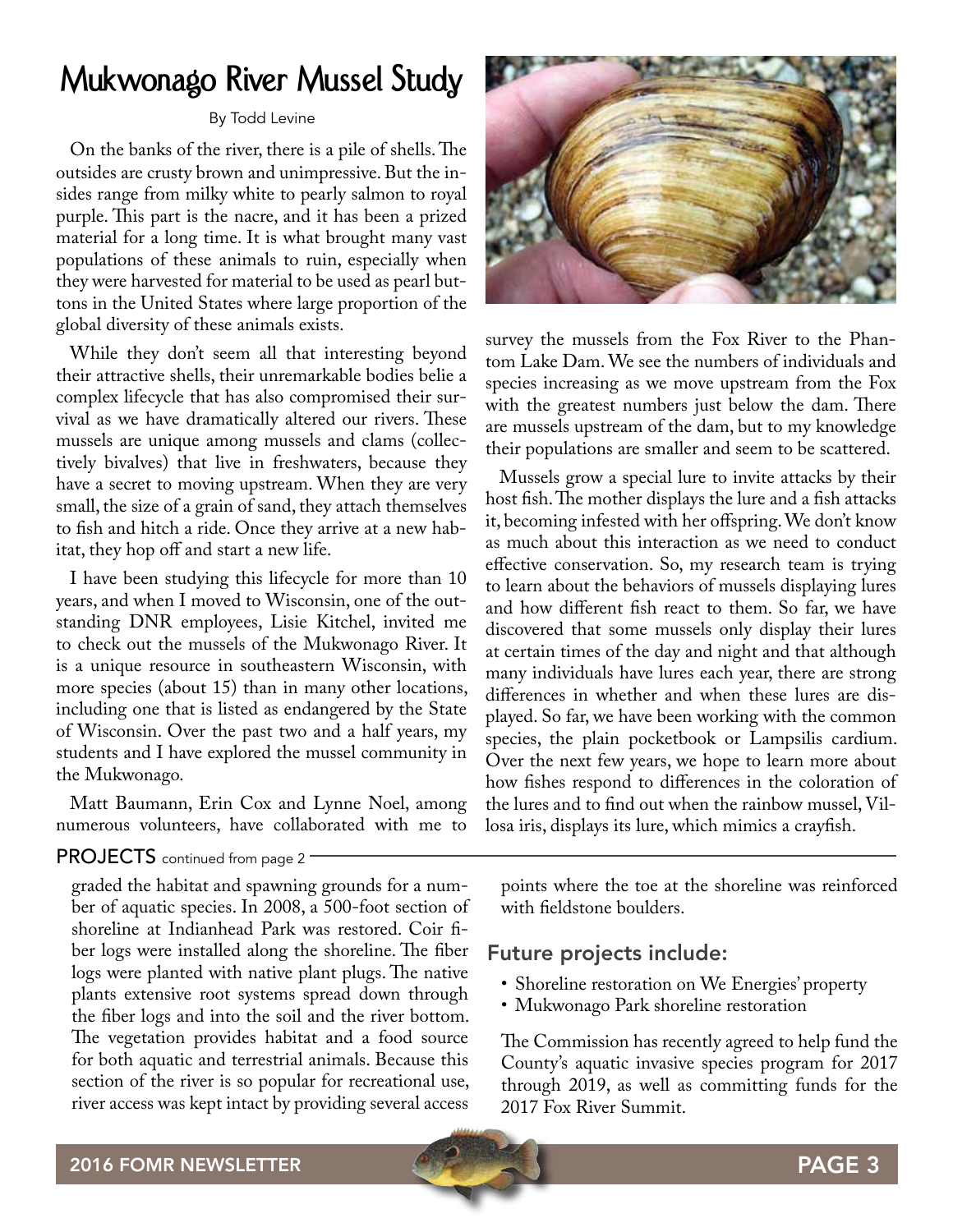# Mukwonago River Mussel Study

By Todd Levine

On the banks of the river, there is a pile of shells. The outsides are crusty brown and unimpressive. But the insides range from milky white to pearly salmon to royal purple. This part is the nacre, and it has been a prized material for a long time. It is what brought many vast populations of these animals to ruin, especially when they were harvested for material to be used as pearl buttons in the United States where large proportion of the global diversity of these animals exists.

While they don't seem all that interesting beyond their attractive shells, their unremarkable bodies belie a complex lifecycle that has also compromised their survival as we have dramatically altered our rivers. These mussels are unique among mussels and clams (collectively bivalves) that live in freshwaters, because they have a secret to moving upstream. When they are very small, the size of a grain of sand, they attach themselves to fish and hitch a ride. Once they arrive at a new habitat, they hop off and start a new life.

I have been studying this lifecycle for more than 10 years, and when I moved to Wisconsin, one of the outstanding DNR employees, Lisie Kitchel, invited me to check out the mussels of the Mukwonago River. It is a unique resource in southeastern Wisconsin, with more species (about 15) than in many other locations, including one that is listed as endangered by the State of Wisconsin. Over the past two and a half years, my students and I have explored the mussel community in the Mukwonago.

Matt Baumann, Erin Cox and Lynne Noel, among numerous volunteers, have collaborated with me to survey the mussels from the Fox River to the Phantom Lake Dam. We see the numbers of individuals and species increasing as we move upstream from the Fox with the greatest numbers just below the dam. There are mussels upstream of the dam, but to my knowledge their populations are smaller and seem to be scattered.

Mussels grow a special lure to invite attacks by their host fish. The mother displays the lure and a fish attacks it, becoming infested with her offspring. We don't know as much about this interaction as we need to conduct effective conservation. So, my research team is trying to learn about the behaviors of mussels displaying lures and how different fish react to them. So far, we have discovered that some mussels only display their lures at certain times of the day and night and that although many individuals have lures each year, there are strong differences in whether and when these lures are displayed. So far, we have been working with the common species, the plain pocketbook or Lampsilis cardium. Over the next few years, we hope to learn more about how fishes respond to differences in the coloration of the lures and to find out when the rainbow mussel, Villosa iris, displays its lure, which mimics a crayfish.

**PROJECTS** continued from page 2

graded the habitat and spawning grounds for a number of aquatic species. In 2008, a 500-foot section of shoreline at Indianhead Park was restored. Coir fiber logs were installed along the shoreline. The fiber logs were planted with native plant plugs. The native plants extensive root systems spread down through the fiber logs and into the soil and the river bottom. The vegetation provides habitat and a food source for both aquatic and terrestrial animals. Because this section of the river is so popular for recreational use, river access was kept intact by providing several access points where the toe at the shoreline was reinforced with fieldstone boulders.

## Future projects include:

- Shoreline restoration on We Energies' property
- Mukwonago Park shoreline restoration

The Commission has recently agreed to help fund the County's aquatic invasive species program for 2017 through 2019, as well as committing funds for the 2017 Fox River Summit.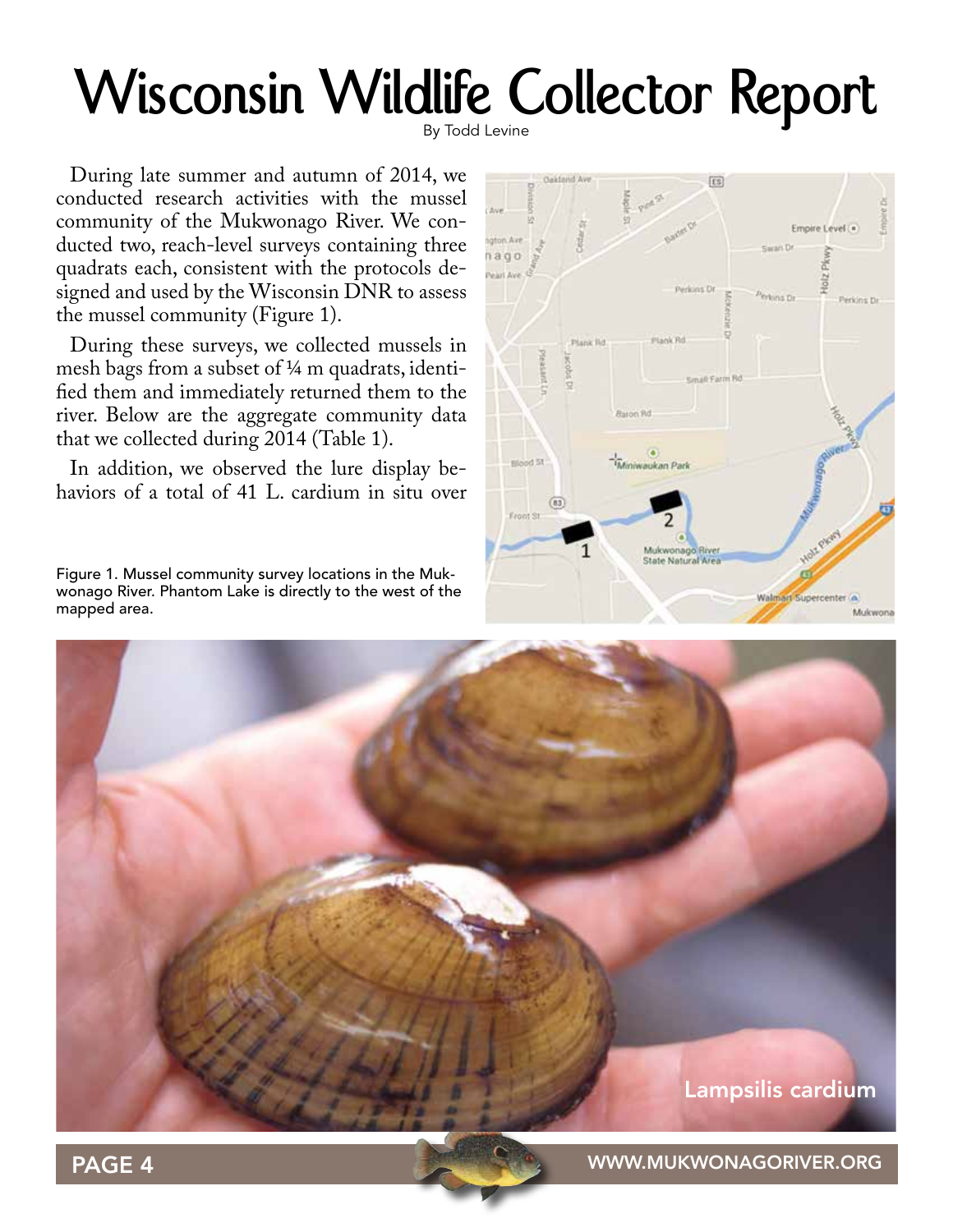# Wisconsin Wildlife Collector Report

By Todd Levine

During late summer and autumn of 2014, we conducted research activities with the mussel community of the Mukwonago River. We conducted two, reach-level surveys containing three quadrats each, consistent with the protocols designed and used by the Wisconsin DNR to assess the mussel community (Figure 1).

During these surveys, we collected mussels in mesh bags from a subset of ¼ m quadrats, identified them and immediately returned them to the river. Below are the aggregate community data that we collected during 2014 (Table 1).

In addition, we observed the lure display behaviors of a total of 41 L. cardium in situ over

Figure 1. Mussel community survey locations in the Mukwonago River. Phantom Lake is directly to the west of the mapped area.

Lampsilis cardium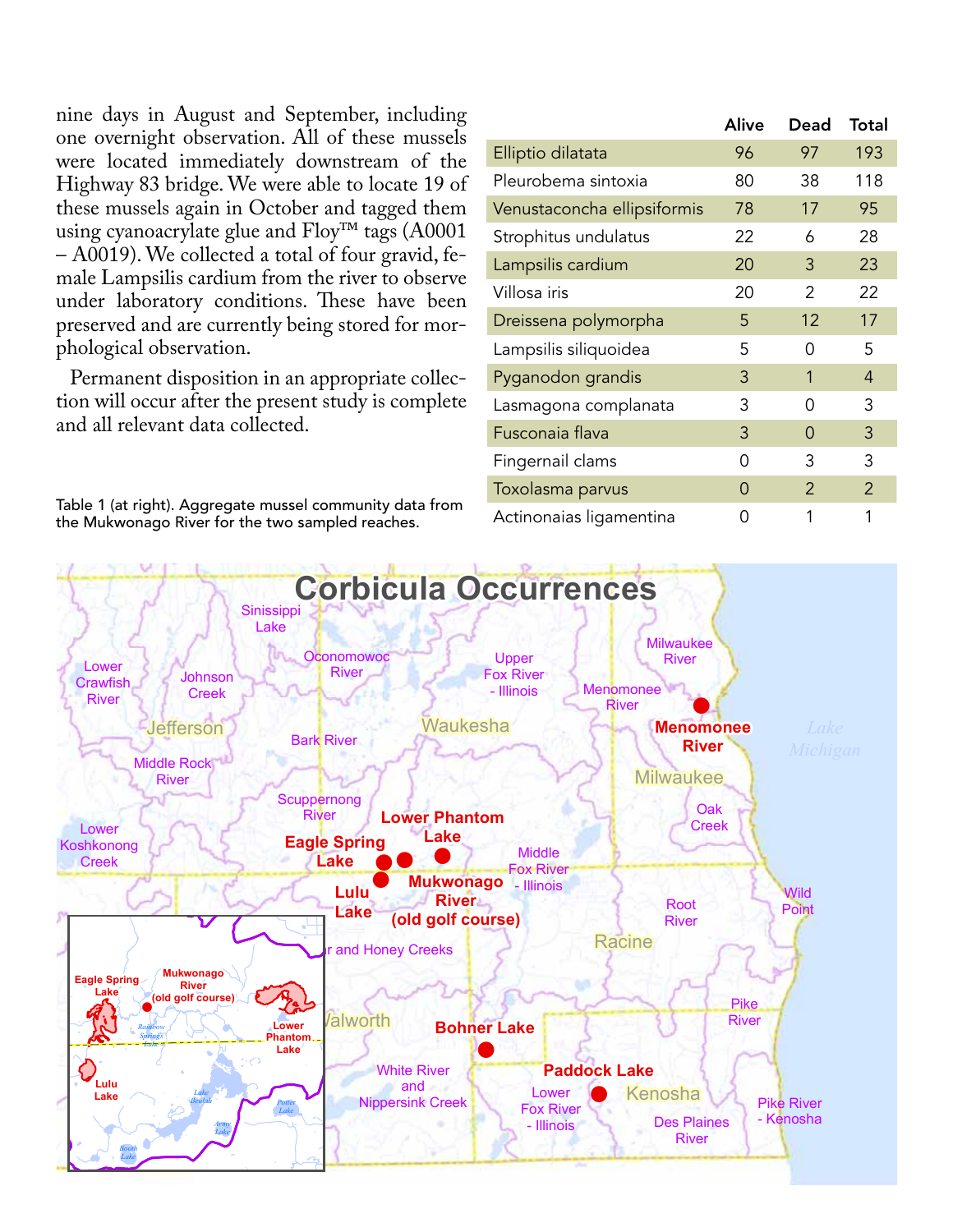nine days in August and September, including one overnight observation. All of these mussels were located immediately downstream of the Highway 83 bridge. We were able to locate 19 of these mussels again in October and tagged them using cyanoacrylate glue and Floy™ tags (A0001 – A0019). We collected a total of four gravid, female Lampsilis cardium from the river to observe under laboratory conditions. These have been preserved and are currently being stored for morphological observation.

Permanent disposition in an appropriate collection will occur after the present study is complete and all relevant data collected.

Table 1 (at right). Aggregate mussel community data from the Mukwonago River for the two sampled reaches.

| | Alive | Dead | Total |
|---|---|---|---|
| Elliptio dilatata | 96 | 97 | 193 |
| Pleurobema sintoxia | 80 | 38 | 118 |
| Venustaconcha ellipsiformis | 78 | 17 | 95 |
| Strophitus undulatus | 22 | 6 | 28 |
| Lampsilis cardium | 20 | 3 | 23 |
| Villosa iris | 20 | 2 | 22 |
| Dreissena polymorpha | 5 | 12 | 17 |
| Lampsilis siliquoidea | 5 | 0 | 5 |
| Pyganodon grandis | 3 | 1 | 4 |
| Lasmagona complanata | 3 | 0 | 3 |
| Fusconaia flava | 3 | 0 | 3 |
| Fingernail clams | 0 | 3 | 3 |
| Toxolasma parvus | 0 | 2 | 2 |
| Actinonaias ligamentina | 0 | 1 | 1 |

## Corbicula Occurrences

Sinissippi Lake, Lower Crawfish River, Johnson Creek, Oconomowoc River, Upper Fox River - Illinois, Milwaukee River, Menomonee River, **Menomonee River**, Jefferson, Waukesha, Lake Michigan, Bark River, Milwaukee, Middle Rock River, Scuppernong River, **Lower Phantom Lake**, Oak Creek, Lower Koshkonong Creek, **Eagle Spring Lake**, Middle Fox River - Illinois, **Mukwonago River (old golf course)**, **Lulu Lake**, Root River, Wild Point, Racine, ...r and Honey Creeks, Walworth, **Bohner Lake**, Pike River, White River and Nippersink Creek, **Paddock Lake**, Lower Fox River - Illinois, Kenosha, Des Plaines River, Pike River - Kenosha

Inset: **Eagle Spring Lake**, **Mukwonago River (old golf course)**, Rainbow Springs Lake, **Lower Phantom Lake**, **Lulu Lake**, Lake Beulah, Potter Lake, Army Lake, Booth Lake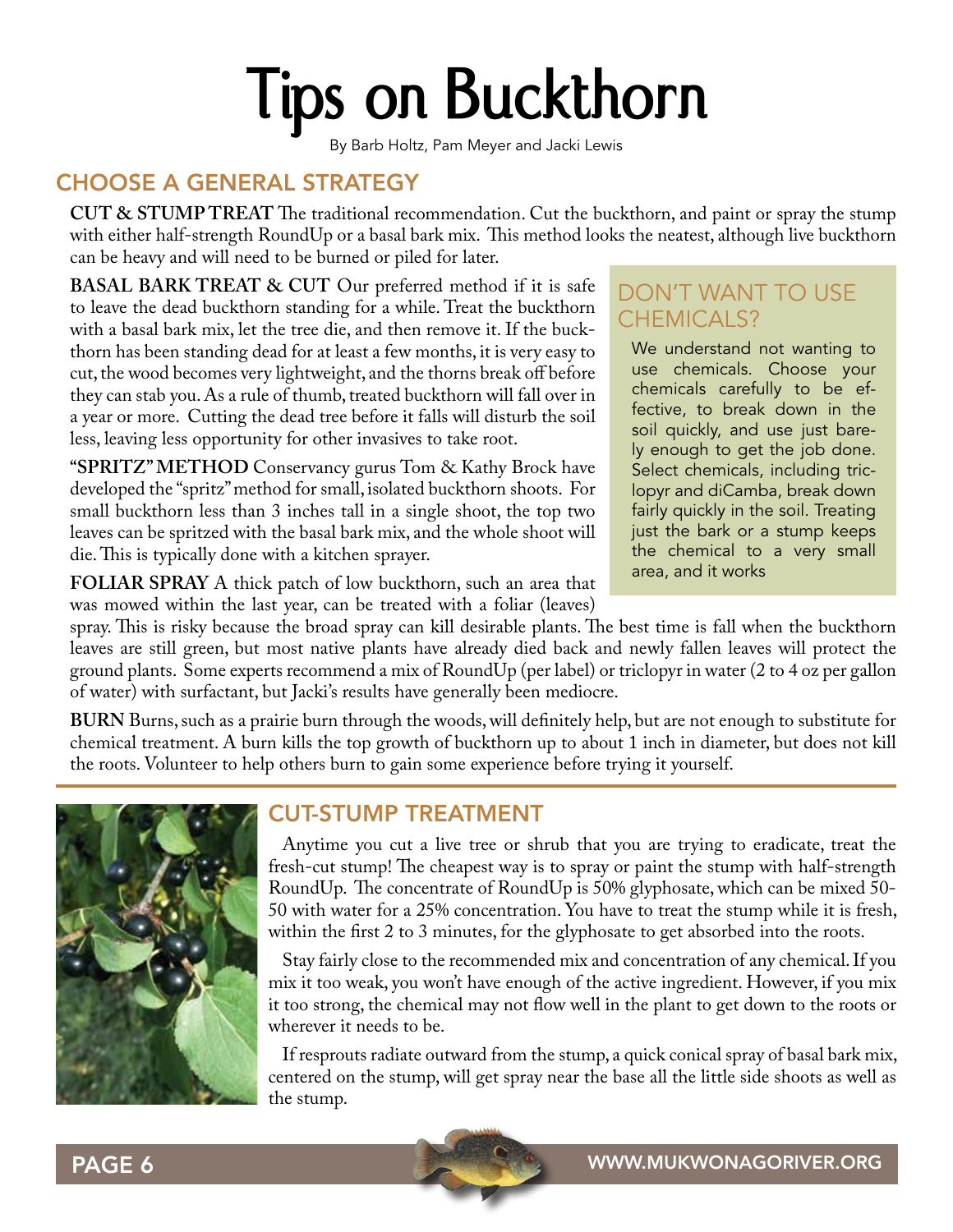# Tips on Buckthorn

By Barb Holtz, Pam Meyer and Jacki Lewis

## CHOOSE A GENERAL STRATEGY

**CUT & STUMP TREAT** The traditional recommendation. Cut the buckthorn, and paint or spray the stump with either half-strength RoundUp or a basal bark mix. This method looks the neatest, although live buckthorn can be heavy and will need to be burned or piled for later.

**BASAL BARK TREAT & CUT** Our preferred method if it is safe to leave the dead buckthorn standing for a while. Treat the buckthorn with a basal bark mix, let the tree die, and then remove it. If the buckthorn has been standing dead for at least a few months, it is very easy to cut, the wood becomes very lightweight, and the thorns break off before they can stab you. As a rule of thumb, treated buckthorn will fall over in a year or more. Cutting the dead tree before it falls will disturb the soil less, leaving less opportunity for other invasives to take root.

**"SPRITZ" METHOD** Conservancy gurus Tom & Kathy Brock have developed the "spritz" method for small, isolated buckthorn shoots. For small buckthorn less than 3 inches tall in a single shoot, the top two leaves can be spritzed with the basal bark mix, and the whole shoot will die. This is typically done with a kitchen sprayer.

**FOLIAR SPRAY** A thick patch of low buckthorn, such an area that was mowed within the last year, can be treated with a foliar (leaves) spray. This is risky because the broad spray can kill desirable plants. The best time is fall when the buckthorn leaves are still green, but most native plants have already died back and newly fallen leaves will protect the ground plants. Some experts recommend a mix of RoundUp (per label) or triclopyr in water (2 to 4 oz per gallon of water) with surfactant, but Jacki's results have generally been mediocre.

**BURN** Burns, such as a prairie burn through the woods, will definitely help, but are not enough to substitute for chemical treatment. A burn kills the top growth of buckthorn up to about 1 inch in diameter, but does not kill the roots. Volunteer to help others burn to gain some experience before trying it yourself.

### DON'T WANT TO USE CHEMICALS?

We understand not wanting to use chemicals. Choose your chemicals carefully to be effective, to break down in the soil quickly, and use just barely enough to get the job done. Select chemicals, including triclopyr and diCamba, break down fairly quickly in the soil. Treating just the bark or a stump keeps the chemical to a very small area, and it works

## CUT-STUMP TREATMENT

Anytime you cut a live tree or shrub that you are trying to eradicate, treat the fresh-cut stump! The cheapest way is to spray or paint the stump with half-strength RoundUp. The concentrate of RoundUp is 50% glyphosate, which can be mixed 50-50 with water for a 25% concentration. You have to treat the stump while it is fresh, within the first 2 to 3 minutes, for the glyphosate to get absorbed into the roots.

Stay fairly close to the recommended mix and concentration of any chemical. If you mix it too weak, you won't have enough of the active ingredient. However, if you mix it too strong, the chemical may not flow well in the plant to get down to the roots or wherever it needs to be.

If resprouts radiate outward from the stump, a quick conical spray of basal bark mix, centered on the stump, will get spray near the base all the little side shoots as well as the stump.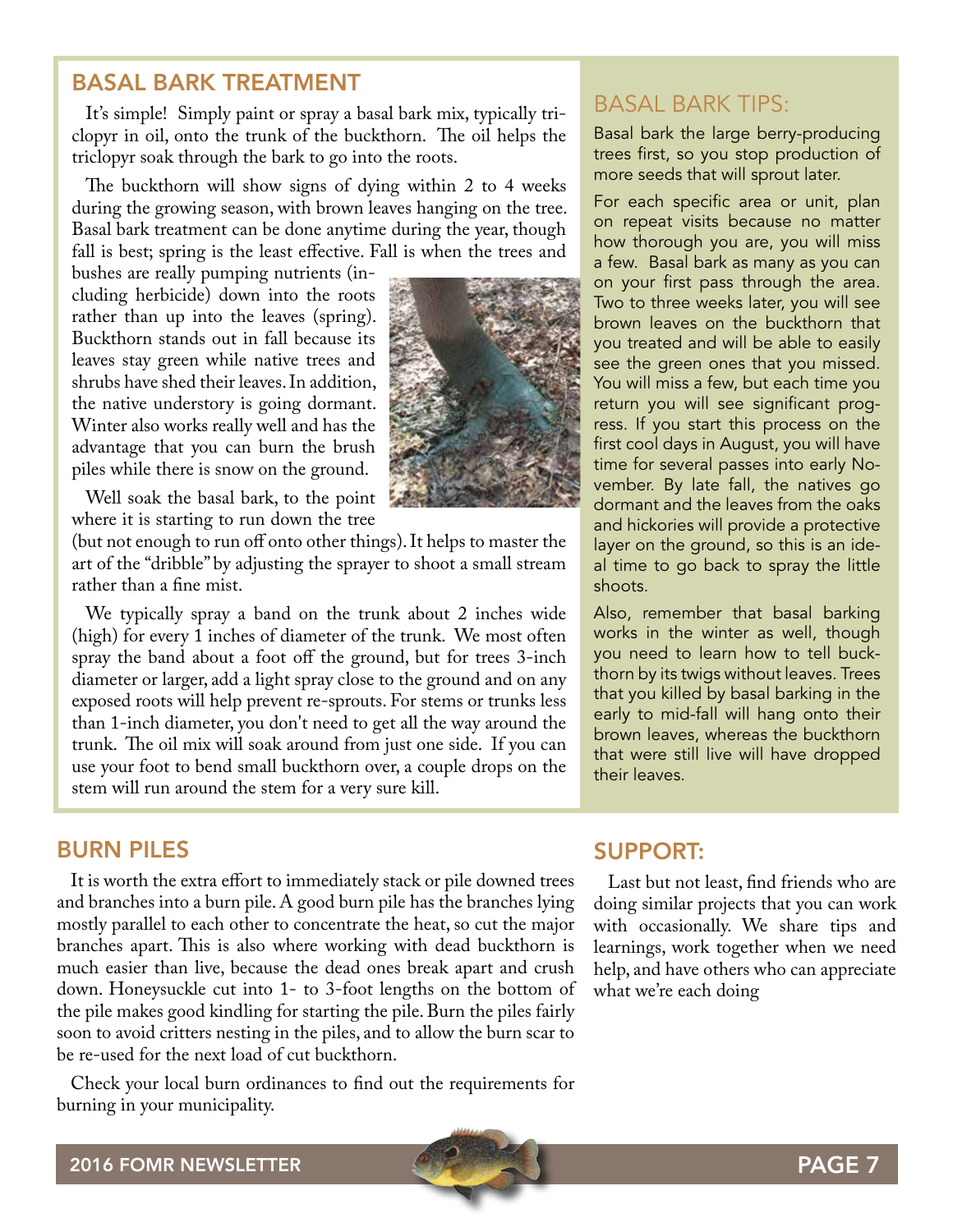## BASAL BARK TREATMENT

It's simple! Simply paint or spray a basal bark mix, typically triclopyr in oil, onto the trunk of the buckthorn. The oil helps the triclopyr soak through the bark to go into the roots.

The buckthorn will show signs of dying within 2 to 4 weeks during the growing season, with brown leaves hanging on the tree. Basal bark treatment can be done anytime during the year, though fall is best; spring is the least effective. Fall is when the trees and bushes are really pumping nutrients (including herbicide) down into the roots rather than up into the leaves (spring). Buckthorn stands out in fall because its leaves stay green while native trees and shrubs have shed their leaves. In addition, the native understory is going dormant. Winter also works really well and has the advantage that you can burn the brush piles while there is snow on the ground.

Well soak the basal bark, to the point where it is starting to run down the tree (but not enough to run off onto other things). It helps to master the art of the "dribble" by adjusting the sprayer to shoot a small stream rather than a fine mist.

We typically spray a band on the trunk about 2 inches wide (high) for every 1 inches of diameter of the trunk. We most often spray the band about a foot off the ground, but for trees 3-inch diameter or larger, add a light spray close to the ground and on any exposed roots will help prevent re-sprouts. For stems or trunks less than 1-inch diameter, you don't need to get all the way around the trunk. The oil mix will soak around from just one side. If you can use your foot to bend small buckthorn over, a couple drops on the stem will run around the stem for a very sure kill.

## BASAL BARK TIPS:

Basal bark the large berry-producing trees first, so you stop production of more seeds that will sprout later.

For each specific area or unit, plan on repeat visits because no matter how thorough you are, you will miss a few. Basal bark as many as you can on your first pass through the area. Two to three weeks later, you will see brown leaves on the buckthorn that you treated and will be able to easily see the green ones that you missed. You will miss a few, but each time you return you will see significant progress. If you start this process on the first cool days in August, you will have time for several passes into early November. By late fall, the natives go dormant and the leaves from the oaks and hickories will provide a protective layer on the ground, so this is an ideal time to go back to spray the little shoots.

Also, remember that basal barking works in the winter as well, though you need to learn how to tell buckthorn by its twigs without leaves. Trees that you killed by basal barking in the early to mid-fall will hang onto their brown leaves, whereas the buckthorn that were still live will have dropped their leaves.

## BURN PILES

It is worth the extra effort to immediately stack or pile downed trees and branches into a burn pile. A good burn pile has the branches lying mostly parallel to each other to concentrate the heat, so cut the major branches apart. This is also where working with dead buckthorn is much easier than live, because the dead ones break apart and crush down. Honeysuckle cut into 1- to 3-foot lengths on the bottom of the pile makes good kindling for starting the pile. Burn the piles fairly soon to avoid critters nesting in the piles, and to allow the burn scar to be re-used for the next load of cut buckthorn.

Check your local burn ordinances to find out the requirements for burning in your municipality.

## SUPPORT:

Last but not least, find friends who are doing similar projects that you can work with occasionally. We share tips and learnings, work together when we need help, and have others who can appreciate what we're each doing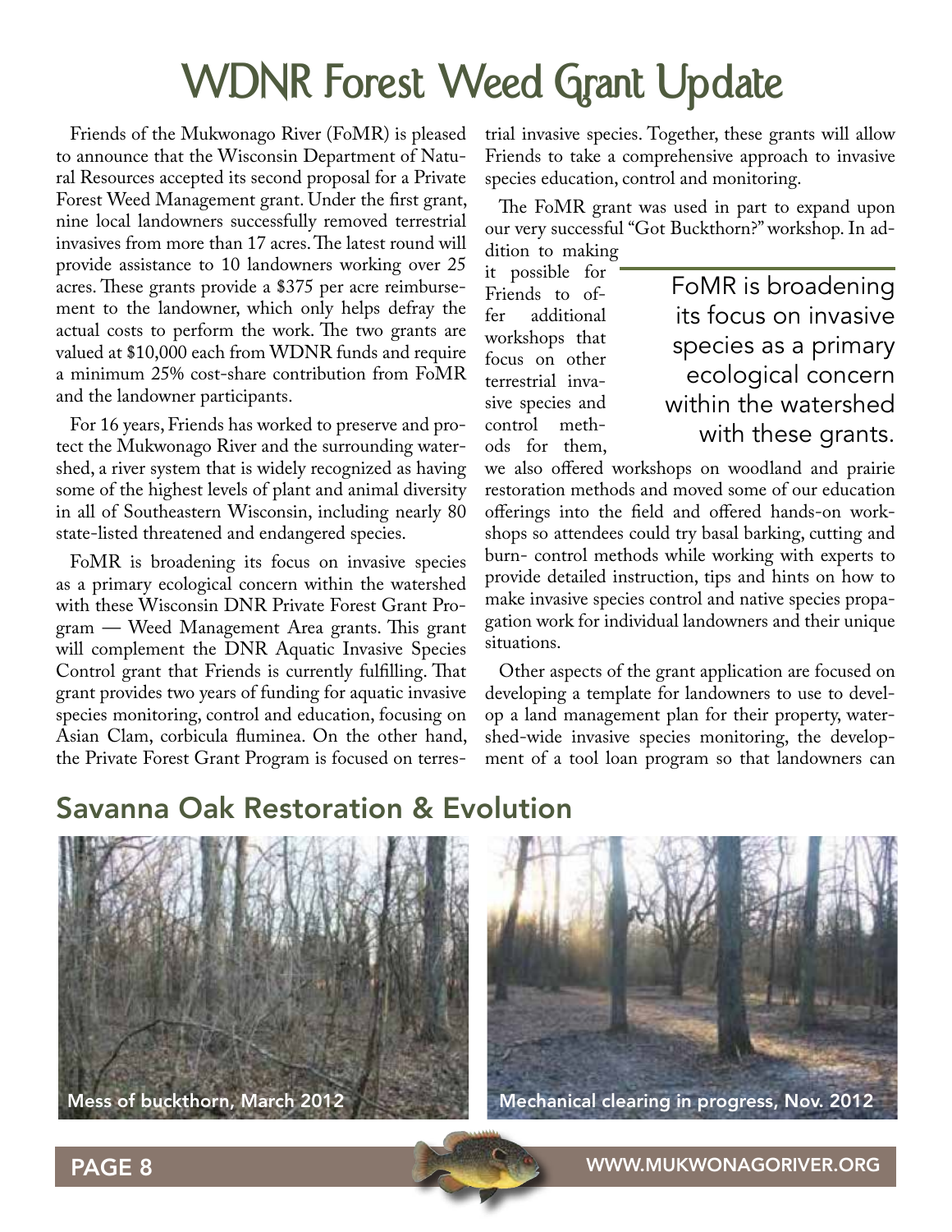# WDNR Forest Weed Grant Update

Friends of the Mukwonago River (FoMR) is pleased to announce that the Wisconsin Department of Natural Resources accepted its second proposal for a Private Forest Weed Management grant. Under the first grant, nine local landowners successfully removed terrestrial invasives from more than 17 acres. The latest round will provide assistance to 10 landowners working over 25 acres. These grants provide a $375 per acre reimbursement to the landowner, which only helps defray the actual costs to perform the work. The two grants are valued at $10,000 each from WDNR funds and require a minimum 25% cost-share contribution from FoMR and the landowner participants.

For 16 years, Friends has worked to preserve and protect the Mukwonago River and the surrounding watershed, a river system that is widely recognized as having some of the highest levels of plant and animal diversity in all of Southeastern Wisconsin, including nearly 80 state-listed threatened and endangered species.

FoMR is broadening its focus on invasive species as a primary ecological concern within the watershed with these Wisconsin DNR Private Forest Grant Program — Weed Management Area grants. This grant will complement the DNR Aquatic Invasive Species Control grant that Friends is currently fulfilling. That grant provides two years of funding for aquatic invasive species monitoring, control and education, focusing on Asian Clam, corbicula fluminea. On the other hand, the Private Forest Grant Program is focused on terrestrial invasive species. Together, these grants will allow Friends to take a comprehensive approach to invasive species education, control and monitoring.

The FoMR grant was used in part to expand upon our very successful "Got Buckthorn?" workshop. In addition to making it possible for Friends to offer additional workshops that focus on other terrestrial invasive species and control methods for them, we also offered workshops on woodland and prairie restoration methods and moved some of our education offerings into the field and offered hands-on workshops so attendees could try basal barking, cutting and burn- control methods while working with experts to provide detailed instruction, tips and hints on how to make invasive species control and native species propagation work for individual landowners and their unique situations.

> FoMR is broadening its focus on invasive species as a primary ecological concern within the watershed with these grants.

Other aspects of the grant application are focused on developing a template for landowners to use to develop a land management plan for their property, watershed-wide invasive species monitoring, the development of a tool loan program so that landowners can

## Savanna Oak Restoration & Evolution

Mess of buckthorn, March 2012

Mechanical clearing in progress, Nov. 2012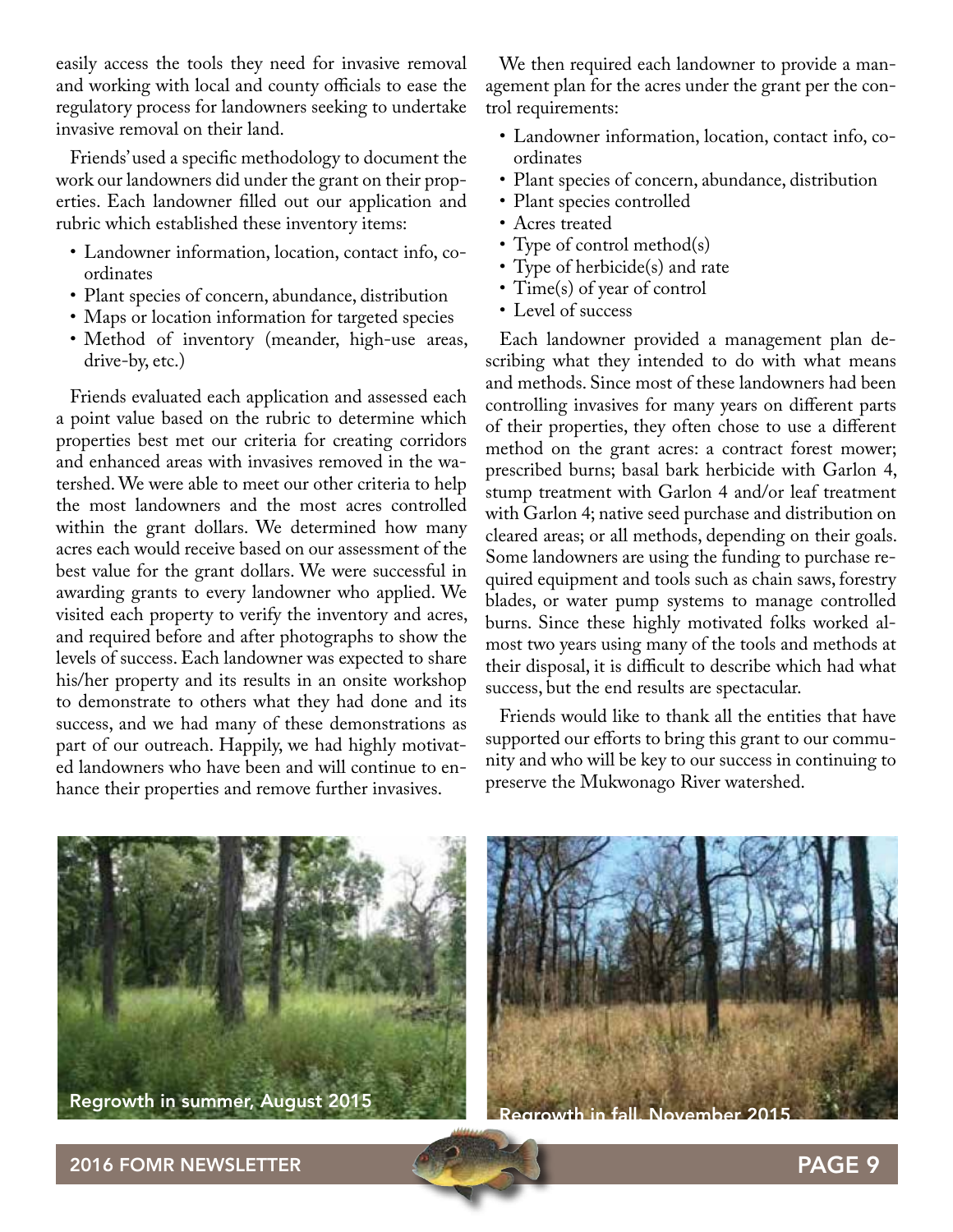easily access the tools they need for invasive removal and working with local and county officials to ease the regulatory process for landowners seeking to undertake invasive removal on their land.

Friends' used a specific methodology to document the work our landowners did under the grant on their properties. Each landowner filled out our application and rubric which established these inventory items:

- Landowner information, location, contact info, coordinates
- Plant species of concern, abundance, distribution
- Maps or location information for targeted species
- Method of inventory (meander, high-use areas, drive-by, etc.)

Friends evaluated each application and assessed each a point value based on the rubric to determine which properties best met our criteria for creating corridors and enhanced areas with invasives removed in the watershed. We were able to meet our other criteria to help the most landowners and the most acres controlled within the grant dollars. We determined how many acres each would receive based on our assessment of the best value for the grant dollars. We were successful in awarding grants to every landowner who applied. We visited each property to verify the inventory and acres, and required before and after photographs to show the levels of success. Each landowner was expected to share his/her property and its results in an onsite workshop to demonstrate to others what they had done and its success, and we had many of these demonstrations as part of our outreach. Happily, we had highly motivated landowners who have been and will continue to enhance their properties and remove further invasives.

We then required each landowner to provide a management plan for the acres under the grant per the control requirements:

- Landowner information, location, contact info, coordinates
- Plant species of concern, abundance, distribution
- Plant species controlled
- Acres treated
- Type of control method(s)
- Type of herbicide(s) and rate
- Time(s) of year of control
- Level of success

Each landowner provided a management plan describing what they intended to do with what means and methods. Since most of these landowners had been controlling invasives for many years on different parts of their properties, they often chose to use a different method on the grant acres: a contract forest mower; prescribed burns; basal bark herbicide with Garlon 4, stump treatment with Garlon 4 and/or leaf treatment with Garlon 4; native seed purchase and distribution on cleared areas; or all methods, depending on their goals. Some landowners are using the funding to purchase required equipment and tools such as chain saws, forestry blades, or water pump systems to manage controlled burns. Since these highly motivated folks worked almost two years using many of the tools and methods at their disposal, it is difficult to describe which had what success, but the end results are spectacular.

Friends would like to thank all the entities that have supported our efforts to bring this grant to our community and who will be key to our success in continuing to preserve the Mukwonago River watershed.

Regrowth in summer, August 2015

Regrowth in fall, November 2015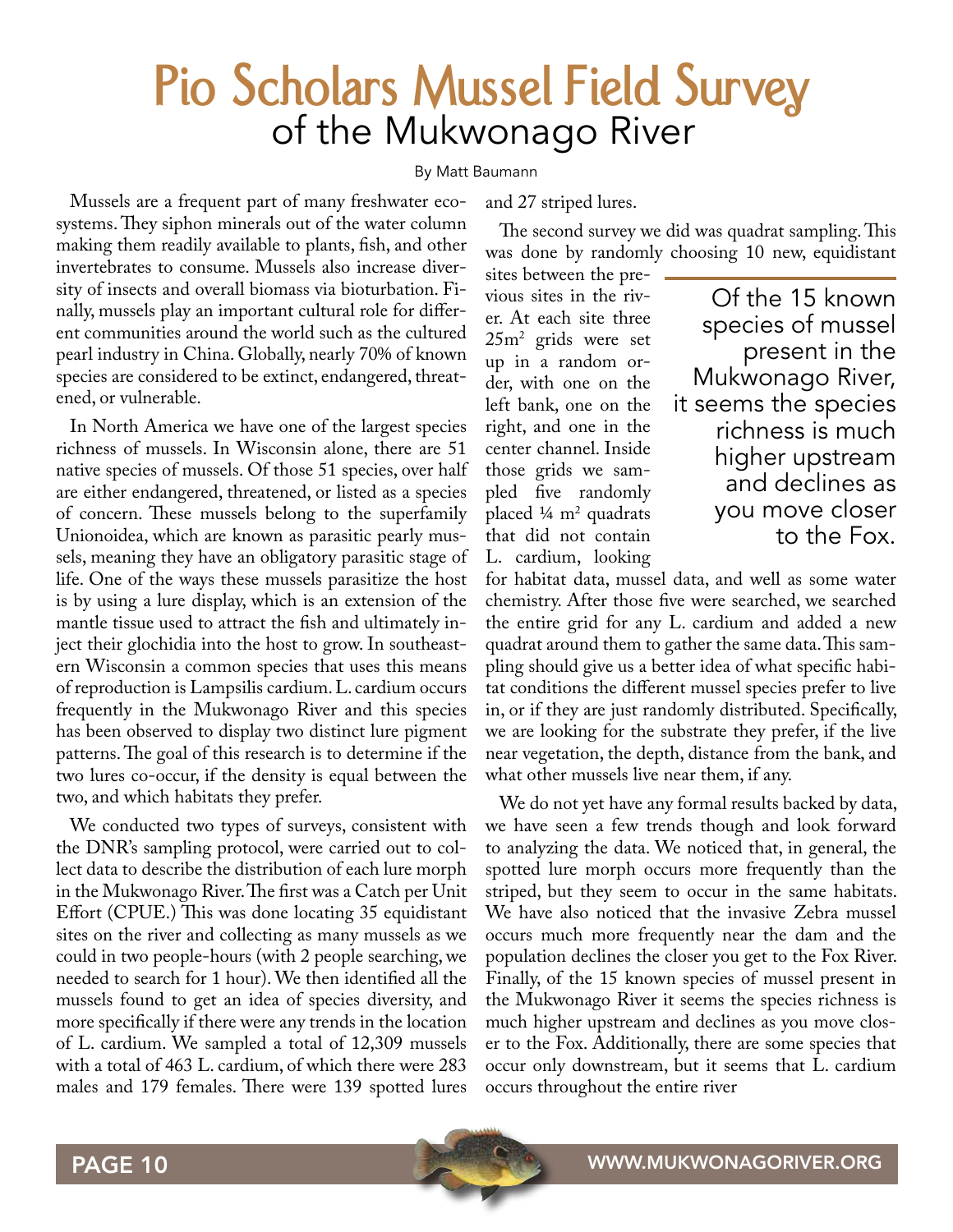# Pio Scholars Mussel Field Survey
## of the Mukwonago River

By Matt Baumann

Mussels are a frequent part of many freshwater ecosystems. They siphon minerals out of the water column making them readily available to plants, fish, and other invertebrates to consume. Mussels also increase diversity of insects and overall biomass via bioturbation. Finally, mussels play an important cultural role for different communities around the world such as the cultured pearl industry in China. Globally, nearly 70% of known species are considered to be extinct, endangered, threatened, or vulnerable.

In North America we have one of the largest species richness of mussels. In Wisconsin alone, there are 51 native species of mussels. Of those 51 species, over half are either endangered, threatened, or listed as a species of concern. These mussels belong to the superfamily Unionoidea, which are known as parasitic pearly mussels, meaning they have an obligatory parasitic stage of life. One of the ways these mussels parasitize the host is by using a lure display, which is an extension of the mantle tissue used to attract the fish and ultimately inject their glochidia into the host to grow. In southeastern Wisconsin a common species that uses this means of reproduction is Lampsilis cardium. L. cardium occurs frequently in the Mukwonago River and this species has been observed to display two distinct lure pigment patterns. The goal of this research is to determine if the two lures co-occur, if the density is equal between the two, and which habitats they prefer.

We conducted two types of surveys, consistent with the DNR's sampling protocol, were carried out to collect data to describe the distribution of each lure morph in the Mukwonago River. The first was a Catch per Unit Effort (CPUE.) This was done locating 35 equidistant sites on the river and collecting as many mussels as we could in two people-hours (with 2 people searching, we needed to search for 1 hour). We then identified all the mussels found to get an idea of species diversity, and more specifically if there were any trends in the location of L. cardium. We sampled a total of 12,309 mussels with a total of 463 L. cardium, of which there were 283 males and 179 females. There were 139 spotted lures and 27 striped lures.

The second survey we did was quadrat sampling. This was done by randomly choosing 10 new, equidistant sites between the previous sites in the river. At each site three 25m$^2$ grids were set up in a random order, with one on the left bank, one on the right, and one in the center channel. Inside those grids we sampled five randomly placed ¼ m$^2$ quadrats that did not contain L. cardium, looking for habitat data, mussel data, and well as some water chemistry. After those five were searched, we searched the entire grid for any L. cardium and added a new quadrat around them to gather the same data. This sampling should give us a better idea of what specific habitat conditions the different mussel species prefer to live in, or if they are just randomly distributed. Specifically, we are looking for the substrate they prefer, if the live near vegetation, the depth, distance from the bank, and what other mussels live near them, if any.

> Of the 15 known species of mussel present in the Mukwonago River, it seems the species richness is much higher upstream and declines as you move closer to the Fox.

We do not yet have any formal results backed by data, we have seen a few trends though and look forward to analyzing the data. We noticed that, in general, the spotted lure morph occurs more frequently than the striped, but they seem to occur in the same habitats. We have also noticed that the invasive Zebra mussel occurs much more frequently near the dam and the population declines the closer you get to the Fox River. Finally, of the 15 known species of mussel present in the Mukwonago River it seems the species richness is much higher upstream and declines as you move closer to the Fox. Additionally, there are some species that occur only downstream, but it seems that L. cardium occurs throughout the entire river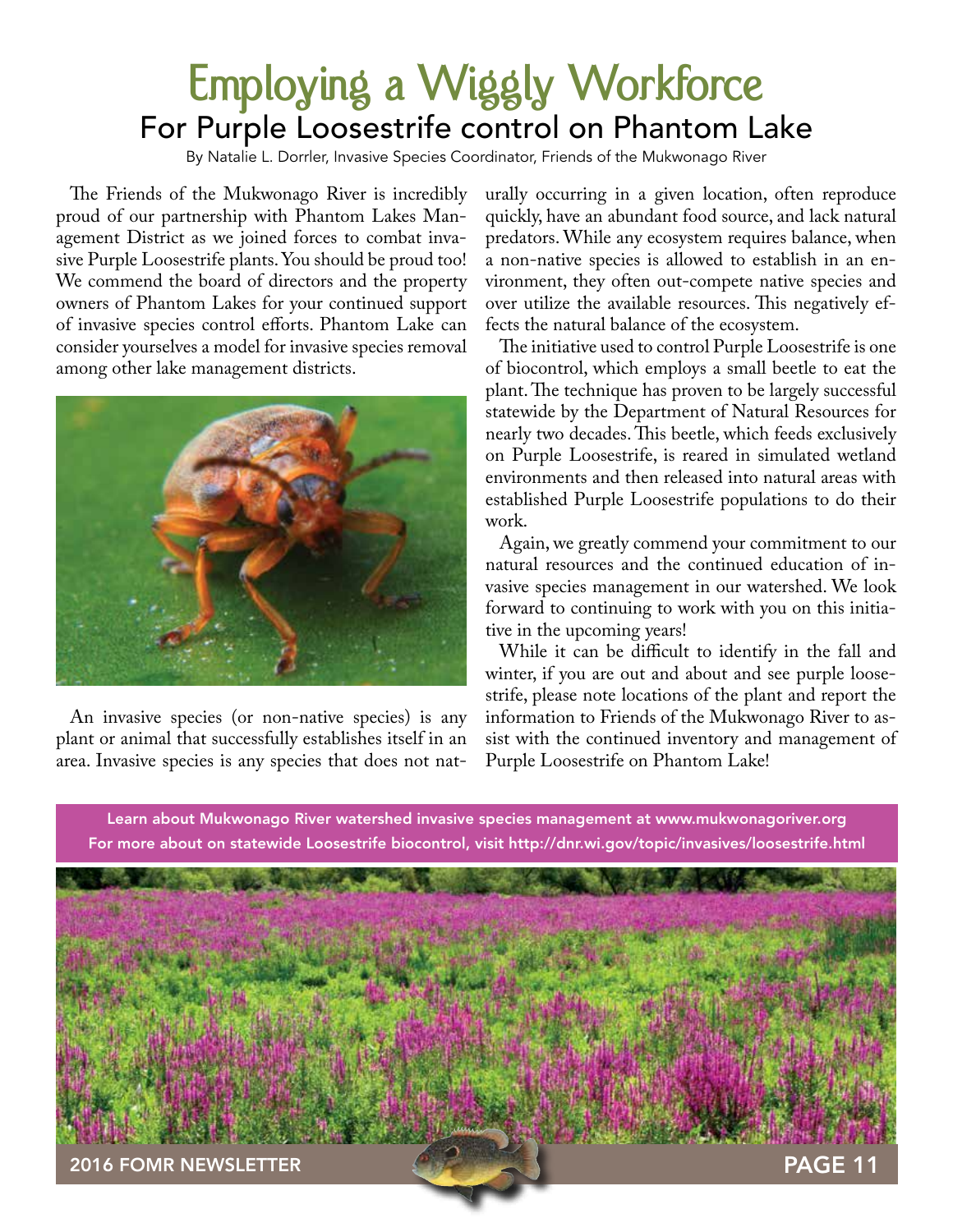# Employing a Wiggly Workforce

## For Purple Loosestrife control on Phantom Lake

By Natalie L. Dorrler, Invasive Species Coordinator, Friends of the Mukwonago River

The Friends of the Mukwonago River is incredibly proud of our partnership with Phantom Lakes Management District as we joined forces to combat invasive Purple Loosestrife plants. You should be proud too! We commend the board of directors and the property owners of Phantom Lakes for your continued support of invasive species control efforts. Phantom Lake can consider yourselves a model for invasive species removal among other lake management districts.

An invasive species (or non-native species) is any plant or animal that successfully establishes itself in an area. Invasive species is any species that does not naturally occurring in a given location, often reproduce quickly, have an abundant food source, and lack natural predators. While any ecosystem requires balance, when a non-native species is allowed to establish in an environment, they often out-compete native species and over utilize the available resources. This negatively effects the natural balance of the ecosystem.

The initiative used to control Purple Loosestrife is one of biocontrol, which employs a small beetle to eat the plant. The technique has proven to be largely successful statewide by the Department of Natural Resources for nearly two decades. This beetle, which feeds exclusively on Purple Loosestrife, is reared in simulated wetland environments and then released into natural areas with established Purple Loosestrife populations to do their work.

Again, we greatly commend your commitment to our natural resources and the continued education of invasive species management in our watershed. We look forward to continuing to work with you on this initiative in the upcoming years!

While it can be difficult to identify in the fall and winter, if you are out and about and see purple loosestrife, please note locations of the plant and report the information to Friends of the Mukwonago River to assist with the continued inventory and management of Purple Loosestrife on Phantom Lake!

**Learn about Mukwonago River watershed invasive species management at www.mukwonagoriver.org**
**For more about on statewide Loosestrife biocontrol, visit http://dnr.wi.gov/topic/invasives/loosestrife.html**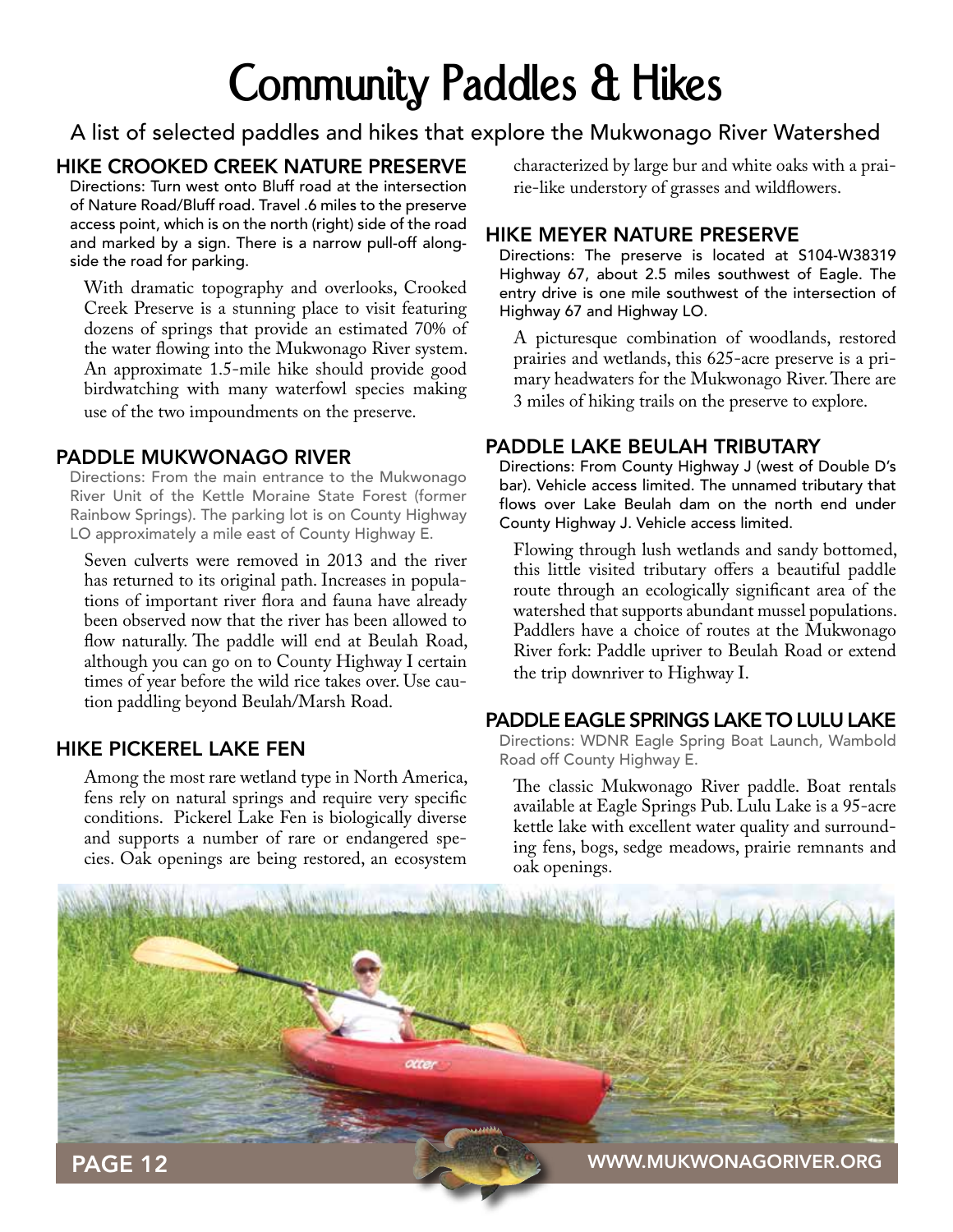# Community Paddles & Hikes

A list of selected paddles and hikes that explore the Mukwonago River Watershed

## HIKE CROOKED CREEK NATURE PRESERVE

Directions: Turn west onto Bluff road at the intersection of Nature Road/Bluff road. Travel .6 miles to the preserve access point, which is on the north (right) side of the road and marked by a sign. There is a narrow pull-off alongside the road for parking.

With dramatic topography and overlooks, Crooked Creek Preserve is a stunning place to visit featuring dozens of springs that provide an estimated 70% of the water flowing into the Mukwonago River system. An approximate 1.5-mile hike should provide good birdwatching with many waterfowl species making use of the two impoundments on the preserve.

## PADDLE MUKWONAGO RIVER

Directions: From the main entrance to the Mukwonago River Unit of the Kettle Moraine State Forest (former Rainbow Springs). The parking lot is on County Highway LO approximately a mile east of County Highway E.

Seven culverts were removed in 2013 and the river has returned to its original path. Increases in populations of important river flora and fauna have already been observed now that the river has been allowed to flow naturally. The paddle will end at Beulah Road, although you can go on to County Highway I certain times of year before the wild rice takes over. Use caution paddling beyond Beulah/Marsh Road.

## HIKE PICKEREL LAKE FEN

Among the most rare wetland type in North America, fens rely on natural springs and require very specific conditions. Pickerel Lake Fen is biologically diverse and supports a number of rare or endangered species. Oak openings are being restored, an ecosystem characterized by large bur and white oaks with a prairie-like understory of grasses and wildflowers.

## HIKE MEYER NATURE PRESERVE

Directions: The preserve is located at S104-W38319 Highway 67, about 2.5 miles southwest of Eagle. The entry drive is one mile southwest of the intersection of Highway 67 and Highway LO.

A picturesque combination of woodlands, restored prairies and wetlands, this 625-acre preserve is a primary headwaters for the Mukwonago River. There are 3 miles of hiking trails on the preserve to explore.

## PADDLE LAKE BEULAH TRIBUTARY

Directions: From County Highway J (west of Double D's bar). Vehicle access limited. The unnamed tributary that flows over Lake Beulah dam on the north end under County Highway J. Vehicle access limited.

Flowing through lush wetlands and sandy bottomed, this little visited tributary offers a beautiful paddle route through an ecologically significant area of the watershed that supports abundant mussel populations. Paddlers have a choice of routes at the Mukwonago River fork: Paddle upriver to Beulah Road or extend the trip downriver to Highway I.

## PADDLE EAGLE SPRINGS LAKE TO LULU LAKE

Directions: WDNR Eagle Spring Boat Launch, Wambold Road off County Highway E.

The classic Mukwonago River paddle. Boat rentals available at Eagle Springs Pub. Lulu Lake is a 95-acre kettle lake with excellent water quality and surrounding fens, bogs, sedge meadows, prairie remnants and oak openings.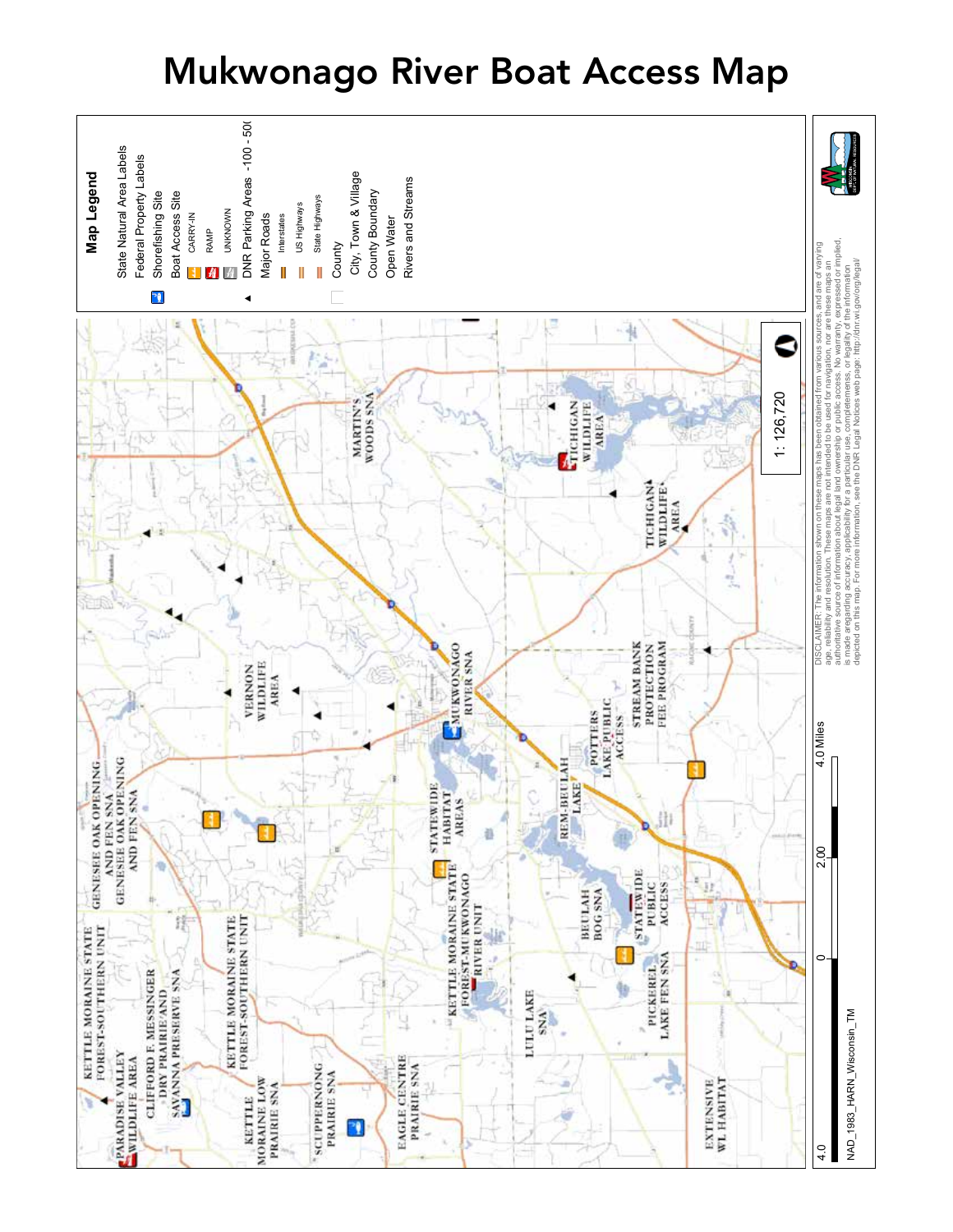# Mukwonago River Boat Access Map

**Map Legend**

- State Natural Area Labels
- Federal Property Labels
- Shorefishing Site
- Boat Access Site
  - CARRY-IN
  - RAMP
  - UNKNOWN
- DNR Parking Areas - 100 - 500
- Major Roads
  - Interstates
  - US Highways
  - State Highways
- County
- City, Town & Village
- County Boundary
- Open Water
- Rivers and Streams

KETTLE MORAINE STATE FOREST-SOUTHERN UNIT

PARADISE VALLEY WILDLIFE AREA

CLIFFORD F. MESSINGER DRY PRAIRIE AND SAVANNA PRESERVE SNA

GENESEE OAK OPENING AND FEN SNA

GENESEE OAK OPENING AND FEN SNA

KETTLE MORAINE STATE FOREST-SOUTHERN UNIT

KETTLE MORAINE LOW PRAIRIE SNA

SCUPPERNONG PRAIRIE SNA

EAGLE CENTRE PRAIRIE SNA

KETTLE MORAINE STATE FOREST-MUKWONAGO RIVER UNIT

STATEWIDE HABITAT AREAS

LULU LAKE SNA

BEULAH BOG SNA

STATEWIDE PUBLIC ACCESS

PICKEREL LAKE FEN SNA

EXTENSIVE WL HABITAT

REM-BEULAH LAKE

POTTERS LAKE PUBLIC ACCESS

MUKWONAGO RIVER SNA

VERNON WILDLIFE AREA

STREAM BANK PROTECTION FEE PROGRAM

TICHIGAN WILDLIFE AREA

TICHIGAN WILDLIFE AREA

MARTIN'S WOODS SNA

1: 126,720

0 — 2.00 — 4.0 Miles

4.0

NAD_1983_HARN_Wisconsin_TM

DISCLAIMER: The information shown on these maps has been obtained from various sources, and are of varying age, reliability and resolution. These maps are not intended to be used for navigation, nor are these maps an authoritative source of information about legal land ownership or public access. No warranty expressed or implied, is made aregarding accuracy, applicability for a particular use, completeness, or legality of the information depicted on this map. For more information, see the DNR Legal Notices web page: http://dnr.wi.gov/org/legal/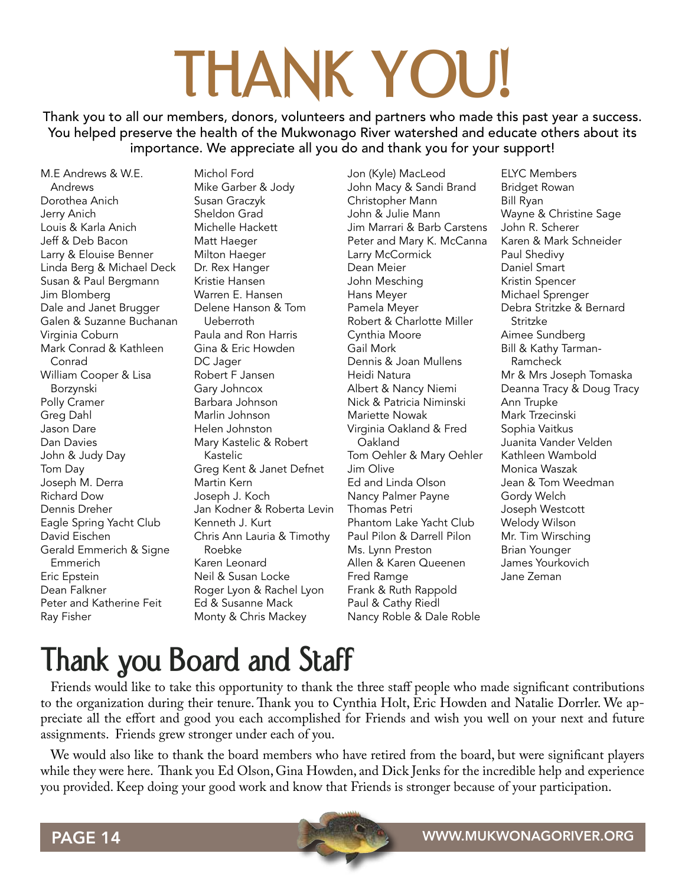# THANK YOU!

Thank you to all our members, donors, volunteers and partners who made this past year a success. You helped preserve the health of the Mukwonago River watershed and educate others about its importance. We appreciate all you do and thank you for your support!

M.E Andrews & W.E. Andrews
Dorothea Anich
Jerry Anich
Louis & Karla Anich
Jeff & Deb Bacon
Larry & Elouise Benner
Linda Berg & Michael Deck
Susan & Paul Bergmann
Jim Blomberg
Dale and Janet Brugger
Galen & Suzanne Buchanan
Virginia Coburn
Mark Conrad & Kathleen Conrad
William Cooper & Lisa Borzynski
Polly Cramer
Greg Dahl
Jason Dare
Dan Davies
John & Judy Day
Tom Day
Joseph M. Derra
Richard Dow
Dennis Dreher
Eagle Spring Yacht Club
David Eischen
Gerald Emmerich & Signe Emmerich
Eric Epstein
Dean Falkner
Peter and Katherine Feit
Ray Fisher
Michol Ford
Mike Garber & Jody
Susan Graczyk
Sheldon Grad
Michelle Hackett
Matt Haeger
Milton Haeger
Dr. Rex Hanger
Kristie Hansen
Warren E. Hansen
Delene Hanson & Tom Ueberroth
Paula and Ron Harris
Gina & Eric Howden
DC Jager
Robert F Jansen
Gary Johncox
Barbara Johnson
Marlin Johnson
Helen Johnston
Mary Kastelic & Robert Kastelic
Greg Kent & Janet Defnet
Martin Kern
Joseph J. Koch
Jan Kodner & Roberta Levin
Kenneth J. Kurt
Chris Ann Lauria & Timothy Roebke
Karen Leonard
Neil & Susan Locke
Roger Lyon & Rachel Lyon
Ed & Susanne Mack
Monty & Chris Mackey
Jon (Kyle) MacLeod
John Macy & Sandi Brand
Christopher Mann
John & Julie Mann
Jim Marrari & Barb Carstens
Peter and Mary K. McCanna
Larry McCormick
Dean Meier
John Mesching
Hans Meyer
Pamela Meyer
Robert & Charlotte Miller
Cynthia Moore
Gail Mork
Dennis & Joan Mullens
Heidi Natura
Albert & Nancy Niemi
Nick & Patricia Niminski
Mariette Nowak
Virginia Oakland & Fred Oakland
Tom Oehler & Mary Oehler
Jim Olive
Ed and Linda Olson
Nancy Palmer Payne
Thomas Petri
Phantom Lake Yacht Club
Paul Pilon & Darrell Pilon
Ms. Lynn Preston
Allen & Karen Queenen
Fred Ramge
Frank & Ruth Rappold
Paul & Cathy Riedl
Nancy Roble & Dale Roble
ELYC Members
Bridget Rowan
Bill Ryan
Wayne & Christine Sage
John R. Scherer
Karen & Mark Schneider
Paul Shedivy
Daniel Smart
Kristin Spencer
Michael Sprenger
Debra Stritzke & Bernard Stritzke
Aimee Sundberg
Bill & Kathy Tarman-Ramcheck
Mr & Mrs Joseph Tomaska
Deanna Tracy & Doug Tracy
Ann Trupke
Mark Trzecinski
Sophia Vaitkus
Juanita Vander Velden
Kathleen Wambold
Monica Waszak
Jean & Tom Weedman
Gordy Welch
Joseph Westcott
Welody Wilson
Mr. Tim Wirsching
Brian Younger
James Yourkovich
Jane Zeman

## Thank you Board and Staff

Friends would like to take this opportunity to thank the three staff people who made significant contributions to the organization during their tenure. Thank you to Cynthia Holt, Eric Howden and Natalie Dorrler. We appreciate all the effort and good you each accomplished for Friends and wish you well on your next and future assignments. Friends grew stronger under each of you.

We would also like to thank the board members who have retired from the board, but were significant players while they were here. Thank you Ed Olson, Gina Howden, and Dick Jenks for the incredible help and experience you provided. Keep doing your good work and know that Friends is stronger because of your participation.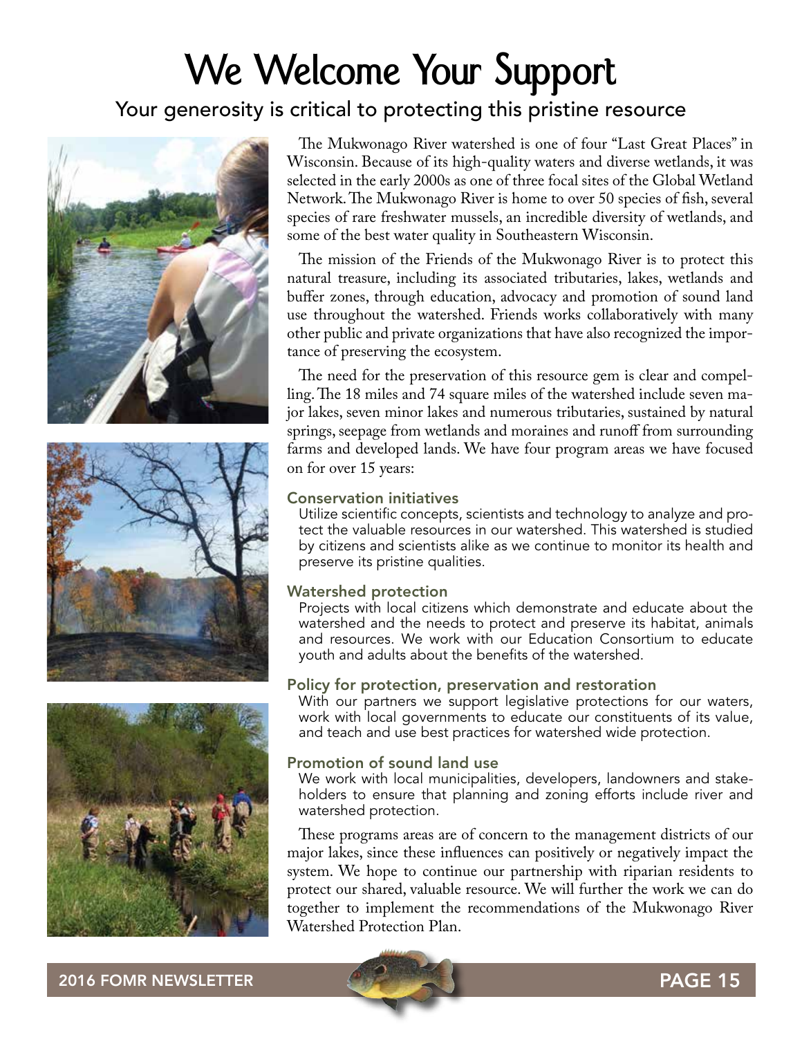# We Welcome Your Support

## Your generosity is critical to protecting this pristine resource

The Mukwonago River watershed is one of four "Last Great Places" in Wisconsin. Because of its high-quality waters and diverse wetlands, it was selected in the early 2000s as one of three focal sites of the Global Wetland Network. The Mukwonago River is home to over 50 species of fish, several species of rare freshwater mussels, an incredible diversity of wetlands, and some of the best water quality in Southeastern Wisconsin.

The mission of the Friends of the Mukwonago River is to protect this natural treasure, including its associated tributaries, lakes, wetlands and buffer zones, through education, advocacy and promotion of sound land use throughout the watershed. Friends works collaboratively with many other public and private organizations that have also recognized the importance of preserving the ecosystem.

The need for the preservation of this resource gem is clear and compelling. The 18 miles and 74 square miles of the watershed include seven major lakes, seven minor lakes and numerous tributaries, sustained by natural springs, seepage from wetlands and moraines and runoff from surrounding farms and developed lands. We have four program areas we have focused on for over 15 years:

### Conservation initiatives

Utilize scientific concepts, scientists and technology to analyze and protect the valuable resources in our watershed. This watershed is studied by citizens and scientists alike as we continue to monitor its health and preserve its pristine qualities.

### Watershed protection

Projects with local citizens which demonstrate and educate about the watershed and the needs to protect and preserve its habitat, animals and resources. We work with our Education Consortium to educate youth and adults about the benefits of the watershed.

### Policy for protection, preservation and restoration

With our partners we support legislative protections for our waters, work with local governments to educate our constituents of its value, and teach and use best practices for watershed wide protection.

### Promotion of sound land use

We work with local municipalities, developers, landowners and stakeholders to ensure that planning and zoning efforts include river and watershed protection.

These programs areas are of concern to the management districts of our major lakes, since these influences can positively or negatively impact the system. We hope to continue our partnership with riparian residents to protect our shared, valuable resource. We will further the work we can do together to implement the recommendations of the Mukwonago River Watershed Protection Plan.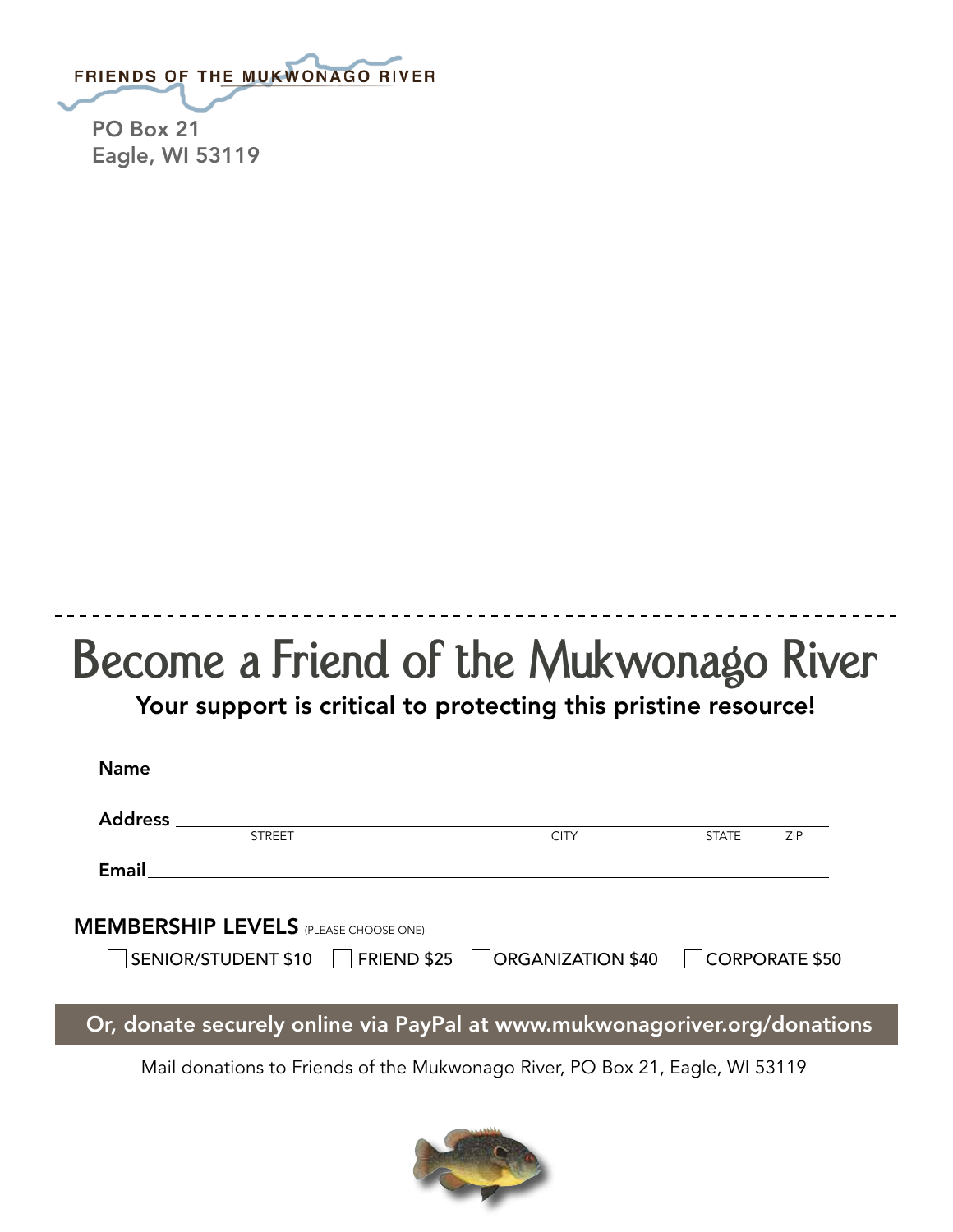FRIENDS OF THE MUKWONAGO RIVER

PO Box 21
Eagle, WI 53119

# Become a Friend of the Mukwonago River

**Your support is critical to protecting this pristine resource!**

**Name** ______________________________________________

**Address** ______________________________________________
STREET CITY STATE ZIP

**Email** ______________________________________________

**MEMBERSHIP LEVELS** (PLEASE CHOOSE ONE)

☐ SENIOR/STUDENT $10 ☐ FRIEND $25 ☐ ORGANIZATION $40 ☐ CORPORATE $50

**Or, donate securely online via PayPal at www.mukwonagoriver.org/donations**

Mail donations to Friends of the Mukwonago River, PO Box 21, Eagle, WI 53119